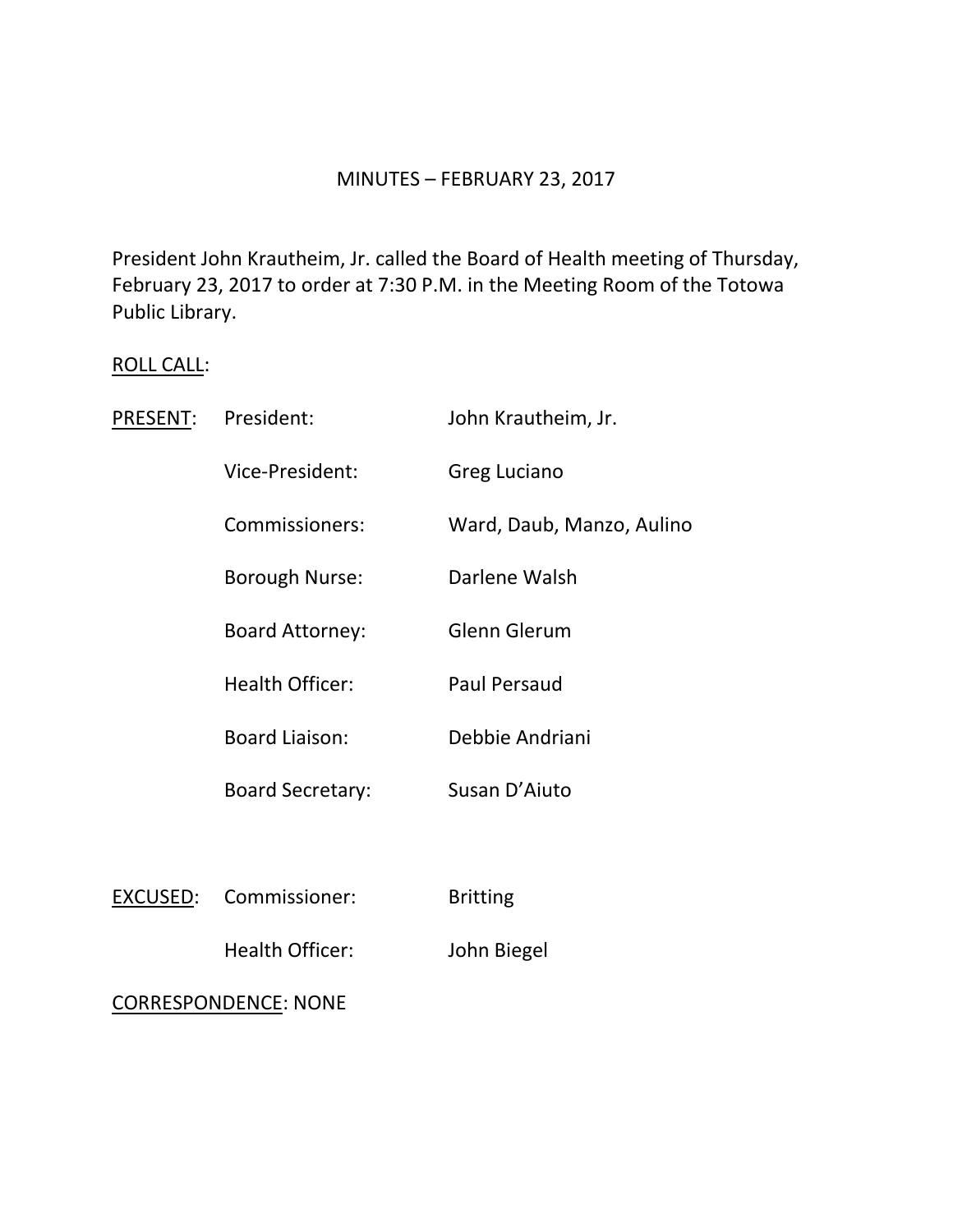# MINUTES – FEBRUARY 23, 2017

President John Krautheim, Jr. called the Board of Health meeting of Thursday, February 23, 2017 to order at 7:30 P.M. in the Meeting Room of the Totowa Public Library.

ROLL CALL:

PRESENT:

| | | |
|---|---|---|
| PRESENT: | President: | John Krautheim, Jr. |
| | Vice-President: | Greg Luciano |
| | Commissioners: | Ward, Daub, Manzo, Aulino |
| | Borough Nurse: | Darlene Walsh |
| | Board Attorney: | Glenn Glerum |
| | Health Officer: | Paul Persaud |
| | Board Liaison: | Debbie Andriani |
| | Board Secretary: | Susan D'Aiuto |

| | | |
|---|---|---|
| EXCUSED: | Commissioner: | Britting |
| | Health Officer: | John Biegel |

CORRESPONDENCE: NONE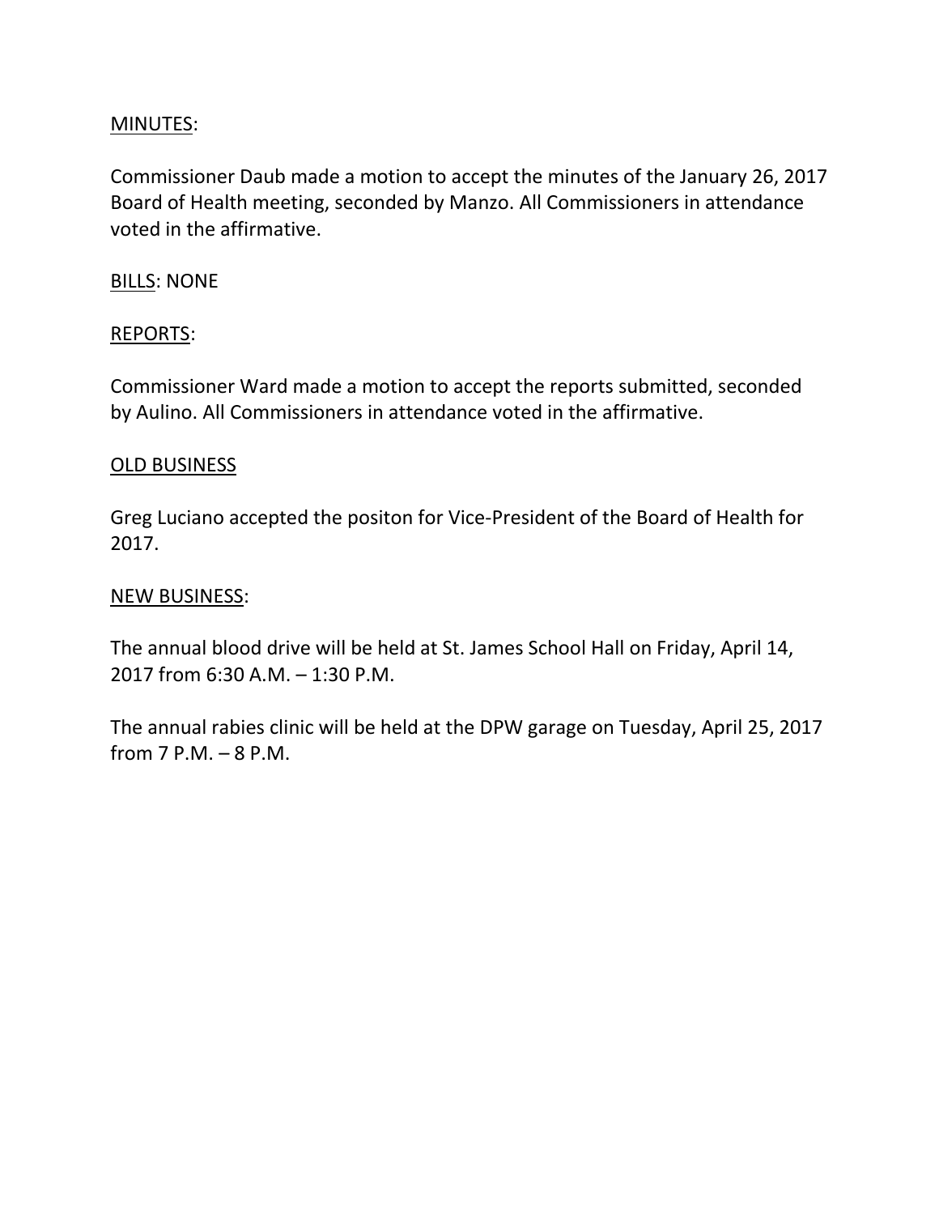MINUTES:

Commissioner Daub made a motion to accept the minutes of the January 26, 2017 Board of Health meeting, seconded by Manzo. All Commissioners in attendance voted in the affirmative.

BILLS: NONE

REPORTS:

Commissioner Ward made a motion to accept the reports submitted, seconded by Aulino. All Commissioners in attendance voted in the affirmative.

OLD BUSINESS

Greg Luciano accepted the positon for Vice-President of the Board of Health for 2017.

NEW BUSINESS:

The annual blood drive will be held at St. James School Hall on Friday, April 14, 2017 from 6:30 A.M. – 1:30 P.M.

The annual rabies clinic will be held at the DPW garage on Tuesday, April 25, 2017 from 7 P.M. – 8 P.M.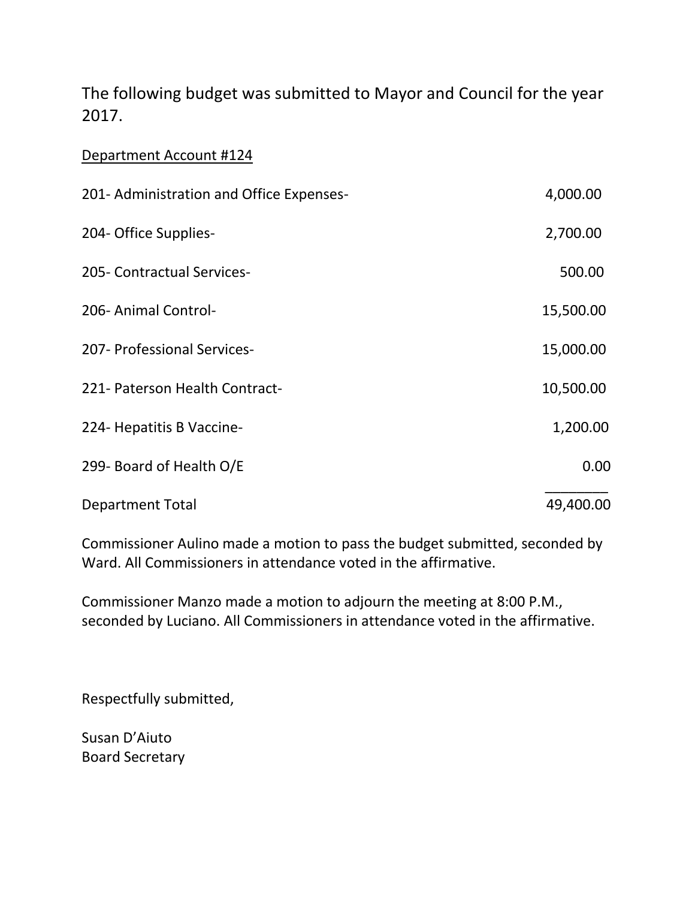The following budget was submitted to Mayor and Council for the year 2017.

<u>Department Account #124</u>

| | |
|---|---|
| 201- Administration and Office Expenses- | 4,000.00 |
| 204- Office Supplies- | 2,700.00 |
| 205- Contractual Services- | 500.00 |
| 206- Animal Control- | 15,500.00 |
| 207- Professional Services- | 15,000.00 |
| 221- Paterson Health Contract- | 10,500.00 |
| 224- Hepatitis B Vaccine- | 1,200.00 |
| 299- Board of Health O/E | 0.00 |
| Department Total | 49,400.00 |

Commissioner Aulino made a motion to pass the budget submitted, seconded by Ward. All Commissioners in attendance voted in the affirmative.

Commissioner Manzo made a motion to adjourn the meeting at 8:00 P.M., seconded by Luciano. All Commissioners in attendance voted in the affirmative.

Respectfully submitted,

Susan D'Aiuto
Board Secretary